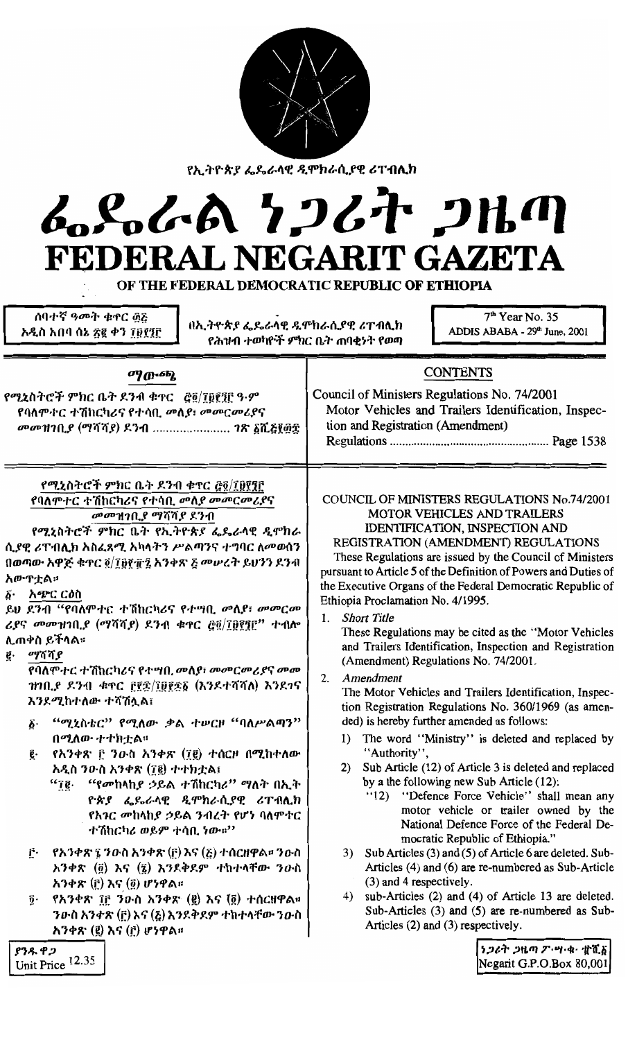የኢትዮጵያ ፌዴራላዊ ዲሞክራሲያዊ ሪፐብሊክ

# ፌዴራል ነጋሪት ጋዜጣ
# FEDERAL NEGARIT GAZETA

OF THE FEDERAL DEMOCRATIC REPUBLIC OF ETHIOPIA

ሰባተኛ ዓመት ቁጥር ፴፭
አዲስ አበባ ሰኔ ፳፪ ቀን ፲፱፻፺፫

በኢትዮጵያ ፌዴራላዊ ዲሞክራሲያዊ ሪፐብሊክ
የሕዝብ ተወካዮች ምክር ቤት ጠባቂነት የወጣ

7th Year No. 35
ADDIS ABABA - 29th June, 2001

## ማውጫ

የሚኒስትሮች ምክር ቤት ደንብ ቁጥር ፸፬/፲፱፻፺፫ ዓ.ም
የባለሞተር ተሽከርካሪና የተሳቢ መለያ፣ መመርመሪያና መመዝገቢያ (ማሻሻያ) ደንብ ...................... ገጽ ፩ሺ፭፻፴፰

## CONTENTS

Council of Ministers Regulations No. 74/2001
Motor Vehicles and Trailers Identification, Inspection and Registration (Amendment)
Regulations ................................................... Page 1538

### የሚኒስትሮች ምክር ቤት ደንብ ቁጥር ፸፬/፲፱፻፺፫
### የባለሞተር ተሽከርካሪና የተሳቢ መለያ መመርመሪያና መመዝገቢያ ማሻሻያ ደንብ

የሚኒስትሮች ምክር ቤት የኢትዮጵያ ፌዴራላዊ ዲሞክራሲያዊ ሪፐብሊክ አስፈጻሚ አካላትን ሥልጣንና ተግባር ለመወሰን በወጣው አዋጅ ቁጥር ፬/፲፱፻፹፯ አንቀጽ ፭ መሠረት ይህንን ደንብ አውጥቷል።

፩· *አጭር ርዕስ*

ይህ ደንብ "የባለሞተር ተሽከርካሪና የተሳቢ መለያ፣ መመርመሪያና መመዝገቢያ (ማሻሻያ) ደንብ ቁጥር ፸፬/፲፱፻፺፫" ተብሎ ሊጠቀስ ይችላል።

፪· *ማሻሻያ*

የባለሞተር ተሽከርካሪና የተሳቢ መለያ፣ መመርመሪያና መመዝገቢያ ደንብ ቁጥር ፫፻፷/፲፱፻፷፩ (እንደተሻሻለ) እንደገና እንደሚከተለው ተሻሽሏል፤

፩· "ሚኒስቴር" የሚለው ቃል ተሠርዞ "ባለሥልጣን" በሚለው ተተክቷል።

፪· የአንቀጽ ፫ ንዑስ አንቀጽ (፲፪) ተሰርዞ በሚከተለው አዲስ ንዑስ አንቀጽ (፲፪) ተተክቷል፤

"፲፪· "የመከላከያ ኃይል ተሽከርካሪ" ማለት በኢትዮጵያ ፌዴራላዊ ዲሞክራሲያዊ ሪፐብሊክ የአገር መከላከያ ኃይል ንብረት የሆነ ባለሞተር ተሽከርካሪ ወይም ተሳቢ ነው።"

፫· የአንቀጽ ፮ ንዑስ አንቀጽ (፫) እና (፭) ተሰርዘዋል። ንዑስ አንቀጽ (፬) እና (፮) እንደቅደም ተከተላቸው ንዑስ አንቀጽ (፫) እና (፬) ሆነዋል።

፬· የአንቀጽ ፲፫ ንዑስ አንቀጽ (፪) እና (፬) ተሰርዘዋል። ንዑስ አንቀጽ (፫) እና (፭) እንደቅደም ተከተላቸው ንዑስ አንቀጽ (፪) እና (፫) ሆነዋል።

### COUNCIL OF MINISTERS REGULATIONS No.74/2001
### MOTOR VEHICLES AND TRAILERS IDENTIFICATION, INSPECTION AND REGISTRATION (AMENDMENT) REGULATIONS

These Regulations are issued by the Council of Ministers pursuant to Article 5 of the Definition of Powers and Duties of the Executive Organs of the Federal Democratic Republic of Ethiopia Proclamation No. 4/1995.

1. *Short Title*

   These Regulations may be cited as the "Motor Vehicles and Trailers Identification, Inspection and Registration (Amendment) Regulations No. 74/2001.

2. *Amendment*

   The Motor Vehicles and Trailers Identification, Inspection Registration Regulations No. 360/1969 (as amended) is hereby further amended as follows:

   1) The word "Ministry" is deleted and replaced by "Authority",
   2) Sub Article (12) of Article 3 is deleted and replaced by a the following new Sub Article (12):
      "12) "Defence Force Vehicle" shall mean any motor vehicle or trailer owned by the National Defence Force of the Federal Democratic Republic of Ethiopia."
   3) Sub Articles (3) and (5) of Article 6 are deleted. Sub-Articles (4) and (6) are re-numbered as Sub-Article (3) and 4 respectively.
   4) sub-Articles (2) and (4) of Article 13 are deleted. Sub-Articles (3) and (5) are re-numbered as Sub-Articles (2) and (3) respectively.

ያንዱ ዋጋ
Unit Price 12.35

ነጋሪት ጋዜጣ ፖ·ሣ·ቁ· ፹ሺ፩
Negarit G.P.O.Box 80,001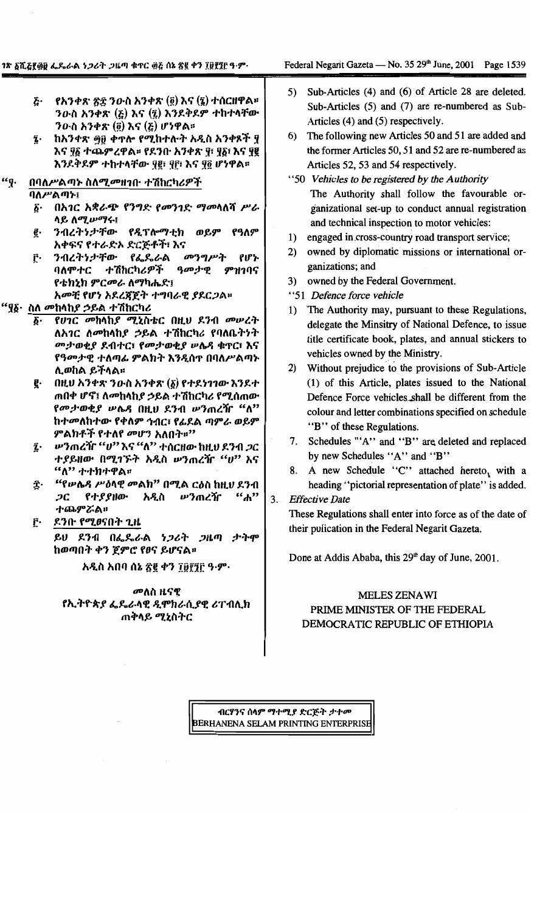፭· የአንቀጽ ፳፰ ንዑስ አንቀጽ (፬) እና (፮) ተሰርዘዋል። ንዑስ አንቀጽ (፭) እና (፯) እንደቅደም ተከተላቸው ንዑስ አንቀጽ (፬) እና (፭) ሆነዋል።

፮· ከአንቀጽ ፵፱ ቀጥሎ የሚከተሉት አዲስ አንቀጾች ፶ እና ፶፩ ተጨምረዋል። የደንቡ አንቀጽ ፶፣ ፶፩ እና ፶፪ እንደቅደም ተከተላቸው ፶፪፣ ፶፫ እና ፶፬ ሆነዋል።

"፶· በባለሥልጣኑ ስለሚመዘገቡ ተሽከርካሪዎች

ባለሥልጣኑ፣

፩· በአገር አቋራጭ የንግድ የመንገድ ማመላለሻ ሥራ ላይ ለሚሠማሩ፣

፪· ንብረትነታቸው የዲፕሎማቲክ ወይም የዓለም አቀፍና የተራድኦ ድርጅቶች፣ እና

፫· ንብረትነታቸው የፌዴራል መንግሥት የሆኑ ባለሞተር ተሽከርካሪዎች ዓመታዊ ምዝገባና የቴክኒክ ምርመራ ለማካሔድ፣

አመቺ የሆነ አደረጃጀት ተግባራዊ ያደርጋል።

"፶፩· ስለ መከላከያ ኃይል ተሽከርካሪ

፩· የሀገር መከላከያ ሚኒስቴር በዚህ ደንብ መሠረት ለአገር ለመከላከያ ኃይል ተሽከርካሪ የባለቤትነት መታወቂያ ደብተር፣ የመታወቂያ ሠሌዳ ቁጥር፣ እና የዓመታዊ ተለጣፊ ምልክት እንዲሰጥ በባለሥልጣኑ ሊወከል ይችላል።

፪· በዚህ አንቀጽ ንዑስ አንቀጽ (፩) የተደነገገው እንደተ ጠበቀ ሆኖ፣ ለመከላከያ ኃይል ተሽከርካሪ የሚሰጠው የመታወቂያ ሠሌዳ በዚህ ደንብ ሠንጠረዥ "ለ" ከተመለከተው የቀለም ኅብር የፊደል ጣምራ ወይም ምልክቶች የተለየ መሆን አለበት።"

፯· ሠንጠረዥ "ሀ" እና "ለ" ተሰርዘው ከዚህ ደንብ ጋር ተያይዘው በሚገኙት አዲስ ሠንጠረዥ "ሀ" እና "ለ" ተተክተዋል።

፰· "የሠሌዳ ሥዕላዊ መልክ" በሚል ርዕስ ከዚህ ደንብ ጋር የተያያዘው አዲስ ሠንጠረዥ "ሐ" ተጨምሯል።

፫· ደንቡ የሚፀናበት ጊዜ

ይህ ደንብ በፌዴራል ነጋሪት ጋዜጣ ታትሞ ከወጣበት ቀን ጀምሮ የፀና ይሆናል።

አዲስ አበባ ሰኔ ፳፪ ቀን ፲፱፻፺፫ ዓ·ም·

መለስ ዜናዊ

የኢትዮጵያ ፌዴራላዊ ዲሞክራሲያዊ ሪፐብሊክ ጠቅላይ ሚኒስትር

5) Sub-Articles (4) and (6) of Article 28 are deleted. Sub-Articles (5) and (7) are re-numbered as Sub-Articles (4) and (5) respectively.

6) The following new Articles 50 and 51 are added and the former Articles 50, 51 and 52 are re-numbered as Articles 52, 53 and 54 respectively.

"50 *Vehicles to be registered by the Authority*

The Authority shall follow the favourable organizational set-up to conduct annual registration and technical inspection to motor vehicles:

1) engaged in cross-country road transport service;
2) owned by diplomatic missions or international organizations; and
3) owned by the Federal Government.

"51 *Defence force vehicle*

1) The Authority may, pursuant to these Regulations, delegate the Minsitry of National Defence, to issue title certificate book, plates, and annual stickers to vehicles owned by the Ministry.
2) Without prejudice to the provisions of Sub-Article (1) of this Article, plates issued to the National Defence Force vehicles shall be different from the colour and letter combinations specified on schedule "B" of these Regulations.

7. Schedules "A" and "B" are deleted and replaced by new Schedules "A" and "B"

8. A new Schedule "C" attached hereto, with a heading "pictorial representation of plate" is added.

3. *Effective Date*

These Regulations shall enter into force as of the date of their pulication in the Federal Negarit Gazeta.

Done at Addis Ababa, this 29th day of June, 2001.

MELES ZENAWI

PRIME MINISTER OF THE FEDERAL DEMOCRATIC REPUBLIC OF ETHIOPIA

ብርሃንና ሰላም ማተሚያ ድርጅት ታተመ
BERHANENA SELAM PRINTING ENTERPRISE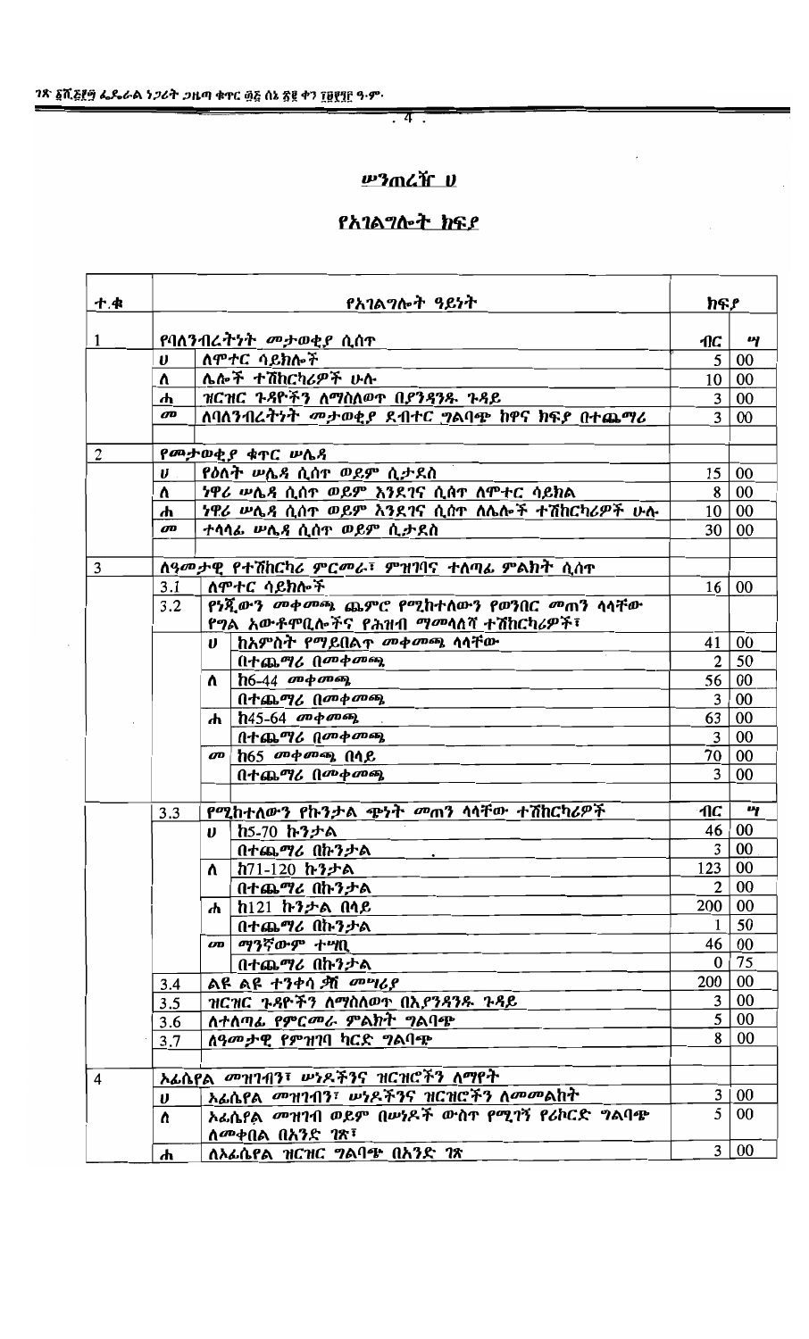## ሠንጠረዥ ሀ

## የአገልግሎት ክፍያ

| ተ.ቁ | | | የአገልግሎት ዓይነት | ክፍያ | |
|---|---|---|---|---|---|
| | | | | ብር | ሣ |
| 1 | | | የባለንብረትነት መታወቂያ ሲሰጥ | | |
| | ሀ | | ለሞተር ሳይክሎች | 5 | 00 |
| | ለ | | ሌሎች ተሽከርካሪዎች ሁሉ | 10 | 00 |
| | ሐ | | ዝርዝር ጉዳዮችን ለማስለወጥ በያንዳንዱ ጉዳይ | 3 | 00 |
| | መ | | ለባለንብረትነት መታወቂያ ደብተር ግልባጭ ከዋና ክፍያ በተጨማሪ | 3 | 00 |
| 2 | | | የመታወቂያ ቁጥር ሠሌዳ | | |
| | ሀ | | የዕለት ሠሌዳ ሲሰጥ ወይም ሲታደስ | 15 | 00 |
| | ለ | | ነዋሪ ሠሌዳ ሲሰጥ ወይም እንደገና ሲሰጥ ለሞተር ሳይክል | 8 | 00 |
| | ሐ | | ነዋሪ ሠሌዳ ሲሰጥ ወይም እንደገና ሲሰጥ ለሌሎች ተሽከርካሪዎች ሁሉ | 10 | 00 |
| | መ | | ተላላፊ ሠሌዳ ሲሰጥ ወይም ሲታደስ | 30 | 00 |
| 3 | | | ለዓመታዊ የተሽከርካሪ ምርመራ፣ ምዝገባና ተለጣፊ ምልክት ሲሰጥ | | |
| | 3.1 | | ለሞተር ሳይክሎች | 16 | 00 |
| | 3.2 | | የነጂውን መቀመጫ ጨምሮ የሚከተለውን የወንበር መጠን ላላቸው የግል አውቶሞቢሎችና የሕዝብ ማመላለሻ ተሽከርካሪዎች፣ | | |
| | | ሀ | ከአምስት የማይበልጥ መቀመጫ ላላቸው | 41 | 00 |
| | | | በተጨማሪ በመቀመጫ | 2 | 50 |
| | | ለ | ከ6-44 መቀመጫ | 56 | 00 |
| | | | በተጨማሪ በመቀመጫ | 3 | 00 |
| | | ሐ | ከ45-64 መቀመጫ | 63 | 00 |
| | | | በተጨማሪ በመቀመጫ | 3 | 00 |
| | | መ | ከ65 መቀመጫ በላይ | 70 | 00 |
| | | | በተጨማሪ በመቀመጫ | 3 | 00 |
| | 3.3 | | የሚከተለውን የኩንታል ጭነት መጠን ላላቸው ተሽከርካሪዎች | ብር | ሣ |
| | | ሀ | ከ5-70 ኩንታል | 46 | 00 |
| | | | በተጨማሪ በኩንታል | 3 | 00 |
| | | ለ | ከ71-120 ኩንታል | 123 | 00 |
| | | | በተጨማሪ በኩንታል | 2 | 00 |
| | | ሐ | ከ121 ኩንታል በላይ | 200 | 00 |
| | | | በተጨማሪ በኩንታል | 1 | 50 |
| | | መ | ማንኛውም ተሣቢ | 46 | 00 |
| | | | በተጨማሪ በኩንታል | 0 | 75 |
| | 3.4 | | ልዩ ልዩ ተንቀሳ ቃሽ መሣሪያ | 200 | 00 |
| | 3.5 | | ዝርዝር ጉዳዮችን ለማስለወጥ በእያንዳንዱ ጉዳይ | 3 | 00 |
| | 3.6 | | ለተለጣፊ የምርመራ ምልክት ግልባጭ | 5 | 00 |
| | 3.7 | | ለዓመታዊ የምዝገባ ካርድ ግልባጭ | 8 | 00 |
| 4 | | | ኦፊሴየል መዝገብን፣ ሠነዶችንና ዝርዝሮችን ለማየት | | |
| | ሀ | | ኦፊሴየል መዝገብን፣ ሠነዶችንና ዝርዝሮችን ለመመልከት | 3 | 00 |
| | ለ | | ኦፊሴየል መዝገብ ወይም በሠነዶች ውስጥ የሚገኝ የሪኮርድ ግልባጭ ለመቀበል በአንድ ገጽ፣ | 5 | 00 |
| | ሐ | | ለኦፊሴየል ዝርዝር ግልባጭ በአንድ ገጽ | 3 | 00 |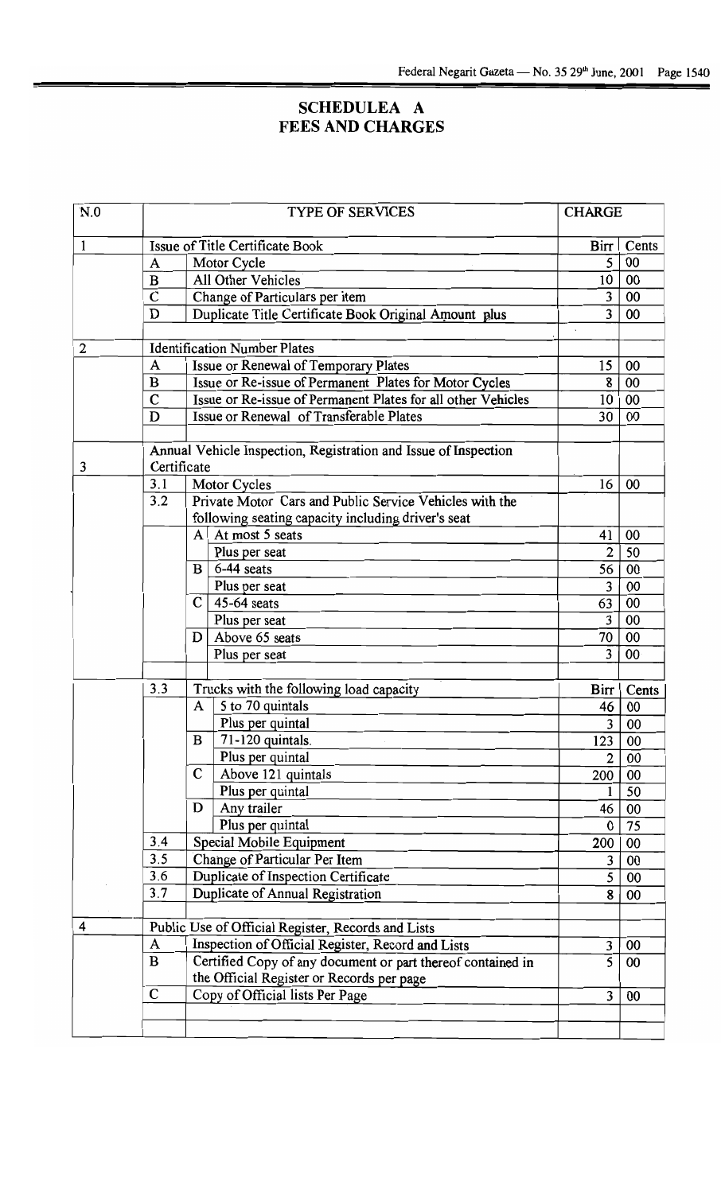# SCHEDULEA A
## FEES AND CHARGES

| N.0 | | | TYPE OF SERVICES | CHARGE | |
|---|---|---|---|---|---|
| 1 | Issue of Title Certificate Book | | | Birr | Cents |
| | A | Motor Cycle | | 5 | 00 |
| | B | All Other Vehicles | | 10 | 00 |
| | C | Change of Particulars per item | | 3 | 00 |
| | D | Duplicate Title Certificate Book Original Amount plus | | 3 | 00 |
| 2 | Identification Number Plates | | | | |
| | A | Issue or Renewal of Temporary Plates | | 15 | 00 |
| | B | Issue or Re-issue of Permanent Plates for Motor Cycles | | 8 | 00 |
| | C | Issue or Re-issue of Permanent Plates for all other Vehicles | | 10 | 00 |
| | D | Issue or Renewal of Transferable Plates | | 30 | 00 |
| 3 | Annual Vehicle Inspection, Registration and Issue of Inspection Certificate | | | | |
| | 3.1 | Motor Cycles | | 16 | 00 |
| | 3.2 | Private Motor Cars and Public Service Vehicles with the following seating capacity including driver's seat | | | |
| | | A | At most 5 seats | 41 | 00 |
| | | | Plus per seat | 2 | 50 |
| | | B | 6-44 seats | 56 | 00 |
| | | | Plus per seat | 3 | 00 |
| | | C | 45-64 seats | 63 | 00 |
| | | | Plus per seat | 3 | 00 |
| | | D | Above 65 seats | 70 | 00 |
| | | | Plus per seat | 3 | 00 |
| | 3.3 | Trucks with the following load capacity | | Birr | Cents |
| | | A | 5 to 70 quintals | 46 | 00 |
| | | | Plus per quintal | 3 | 00 |
| | | B | 71-120 quintals. | 123 | 00 |
| | | | Plus per quintal | 2 | 00 |
| | | C | Above 121 quintals | 200 | 00 |
| | | | Plus per quintal | 1 | 50 |
| | | D | Any trailer | 46 | 00 |
| | | | Plus per quintal | 0 | 75 |
| | 3.4 | Special Mobile Equipment | | 200 | 00 |
| | 3.5 | Change of Particular Per Item | | 3 | 00 |
| | 3.6 | Duplicate of Inspection Certificate | | 5 | 00 |
| | 3.7 | Duplicate of Annual Registration | | 8 | 00 |
| 4 | Public Use of Official Register, Records and Lists | | | | |
| | A | Inspection of Official Register, Record and Lists | | 3 | 00 |
| | B | Certified Copy of any document or part thereof contained in the Official Register or Records per page | | 5 | 00 |
| | C | Copy of Official lists Per Page | | 3 | 00 |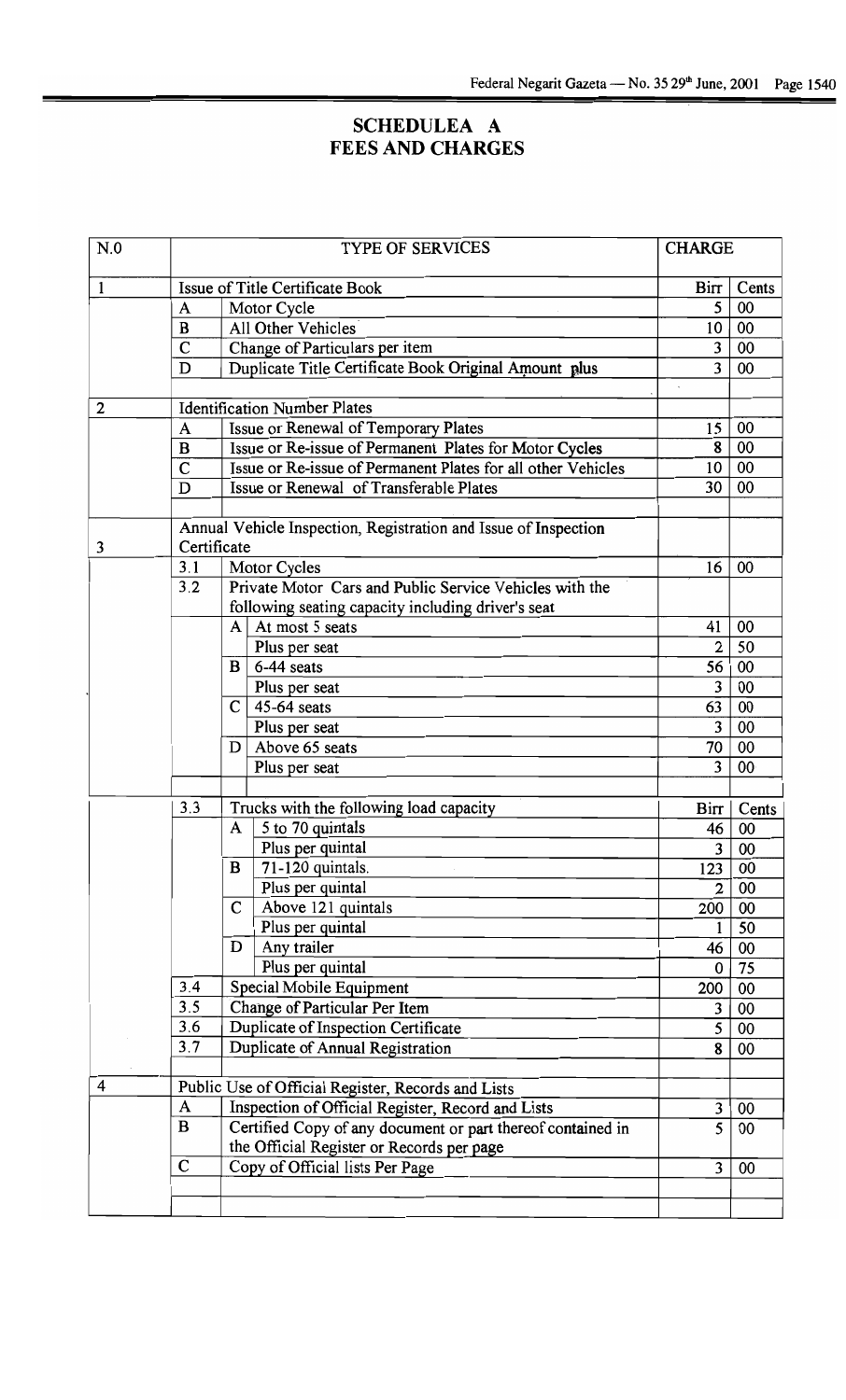# SCHEDULEA A
# FEES AND CHARGES

| N.0 | | | TYPE OF SERVICES | CHARGE | |
|---|---|---|---|---|---|
| 1 | Issue of Title Certificate Book | | | Birr | Cents |
| | A | Motor Cycle | | 5 | 00 |
| | B | All Other Vehicles | | 10 | 00 |
| | C | Change of Particulars per item | | 3 | 00 |
| | D | Duplicate Title Certificate Book Original Amount plus | | 3 | 00 |
| 2 | Identification Number Plates | | | | |
| | A | Issue or Renewal of Temporary Plates | | 15 | 00 |
| | B | Issue or Re-issue of Permanent Plates for Motor Cycles | | 8 | 00 |
| | C | Issue or Re-issue of Permanent Plates for all other Vehicles | | 10 | 00 |
| | D | Issue or Renewal of Transferable Plates | | 30 | 00 |
| 3 | Annual Vehicle Inspection, Registration and Issue of Inspection Certificate | | | | |
| | 3.1 | Motor Cycles | | 16 | 00 |
| | 3.2 | Private Motor Cars and Public Service Vehicles with the following seating capacity including driver's seat | | | |
| | | A | At most 5 seats | 41 | 00 |
| | | | Plus per seat | 2 | 50 |
| | | B | 6-44 seats | 56 | 00 |
| | | | Plus per seat | 3 | 00 |
| | | C | 45-64 seats | 63 | 00 |
| | | | Plus per seat | 3 | 00 |
| | | D | Above 65 seats | 70 | 00 |
| | | | Plus per seat | 3 | 00 |
| | 3.3 | Trucks with the following load capacity | | Birr | Cents |
| | | A | 5 to 70 quintals | 46 | 00 |
| | | | Plus per quintal | 3 | 00 |
| | | B | 71-120 quintals. | 123 | 00 |
| | | | Plus per quintal | 2 | 00 |
| | | C | Above 121 quintals | 200 | 00 |
| | | | Plus per quintal | 1 | 50 |
| | | D | Any trailer | 46 | 00 |
| | | | Plus per quintal | 0 | 75 |
| | 3.4 | Special Mobile Equipment | | 200 | 00 |
| | 3.5 | Change of Particular Per Item | | 3 | 00 |
| | 3.6 | Duplicate of Inspection Certificate | | 5 | 00 |
| | 3.7 | Duplicate of Annual Registration | | 8 | 00 |
| 4 | Public Use of Official Register, Records and Lists | | | | |
| | A | Inspection of Official Register, Record and Lists | | 3 | 00 |
| | B | Certified Copy of any document or part thereof contained in the Official Register or Records per page | | 5 | 00 |
| | C | Copy of Official lists Per Page | | 3 | 00 |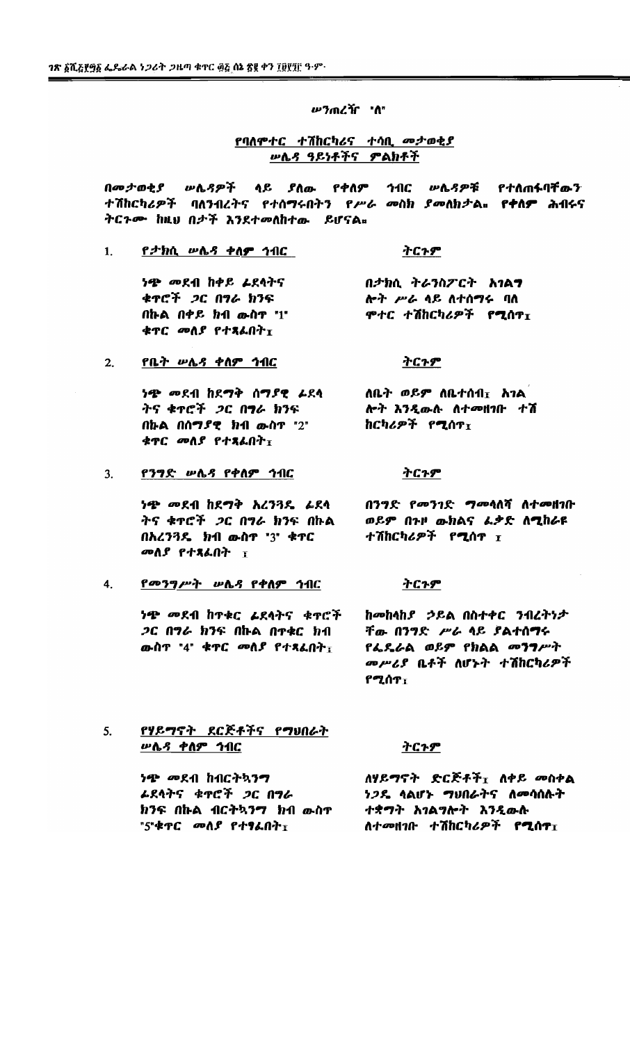### ሠንጠረዥ "ለ"

## የባለሞተር ተሽከርካሪና ተሳቢ መታወቂያ ሠሌዳ ዓይነቶችና ምልክቶች

በመታወቂያ ሠሌዳዎች ላይ ያለው የቀለም ኅብር ሠሌዳዎቹ የተለጠፋባቸውን ተሽከርካሪዎች ባለንብረትና የተሰማሩበትን የሥራ መስክ ያመለክታል። የቀለም ሕብሩና ትርጉሙ ከዚህ በታች እንደተመለከተው ይሆናል።

1. **የታክሲ ሠሌዳ ቀለም ኅብር**

   ነጭ መደብ ከቀይ ፊደላትና ቁጥሮች ጋር በግራ ክንፍ በኩል በቀይ ክብ ውስጥ "1" ቁጥር መለያ የተጻፈበት፤

   **ትርጉም**

   በታክሲ ትራንስፖርት አገልግሎት ሥራ ላይ ለተሰማሩ ባለ ሞተር ተሽከርካሪዎች የሚሰጥ፤

2. **የቤት ሠሌዳ ቀለም ኅብር**

   ነጭ መደብ ከደማቅ ሰማያዊ ፊደላትና ቁጥሮች ጋር በግራ ክንፍ በኩል በሰማያዊ ክብ ውስጥ "2" ቁጥር መለያ የተጻፈበት፤

   **ትርጉም**

   ለቤት ወይም ለቤተሰብ፤ አገልግሎት እንዲውሉ ለተመዘገቡ ተሽከርካሪዎች የሚሰጥ፤

3. **የንግድ ሠሌዳ የቀለም ኅብር**

   ነጭ መደብ ከደማቅ አረንጓዴ ፊደላትና ቁጥሮች ጋር በግራ ክንፍ በኩል በአረንጓዴ ክብ ውስጥ "3" ቁጥር መለያ የተጻፈበት ፤

   **ትርጉም**

   በንግድ የመንገድ ማመላለሻ ለተመዘገቡ ወይም በጉዞ ውክልና ፈቃድ ለሚከራዩ ተሽከርካሪዎች የሚሰጥ ፤

4. **የመንግሥት ሠሌዳ የቀለም ኅብር**

   ነጭ መደብ ከጥቁር ፊደላትና ቁጥሮች ጋር በግራ ክንፍ በኩል በጥቁር ክብ ውስጥ "4" ቁጥር መለያ የተጻፈበት፤

   **ትርጉም**

   ከመከላከያ ኃይል በስተቀር ንብረትነታቸው በንግድ ሥራ ላይ ያልተሰማሩ የፌዴራል ወይም የክልል መንግሥት መሥሪያ ቤቶች ለሆኑት ተሽከርካሪዎች የሚሰጥ፤

5. **የሃይማኖት ድርጅቶችና የማህበራት ሠሌዳ ቀለም ኅብር**

   ነጭ መደብ ከብርትኳንማ ፊደላትና ቁጥሮች ጋር በግራ ክንፍ በኩል ብርትኳንማ ክብ ውስጥ "5"ቁጥር መለያ የተፃፈበት፤

   **ትርጉም**

   ለሃይማኖት ድርጅቶች፤ ለቀይ መስቀል ነጋዴ ላልሆኑ ማህበራትና ለመሳሰሉት ተቋማት አገልግሎት እንዲውሉ ለተመዘገቡ ተሽከርካሪዎች የሚሰጥ፤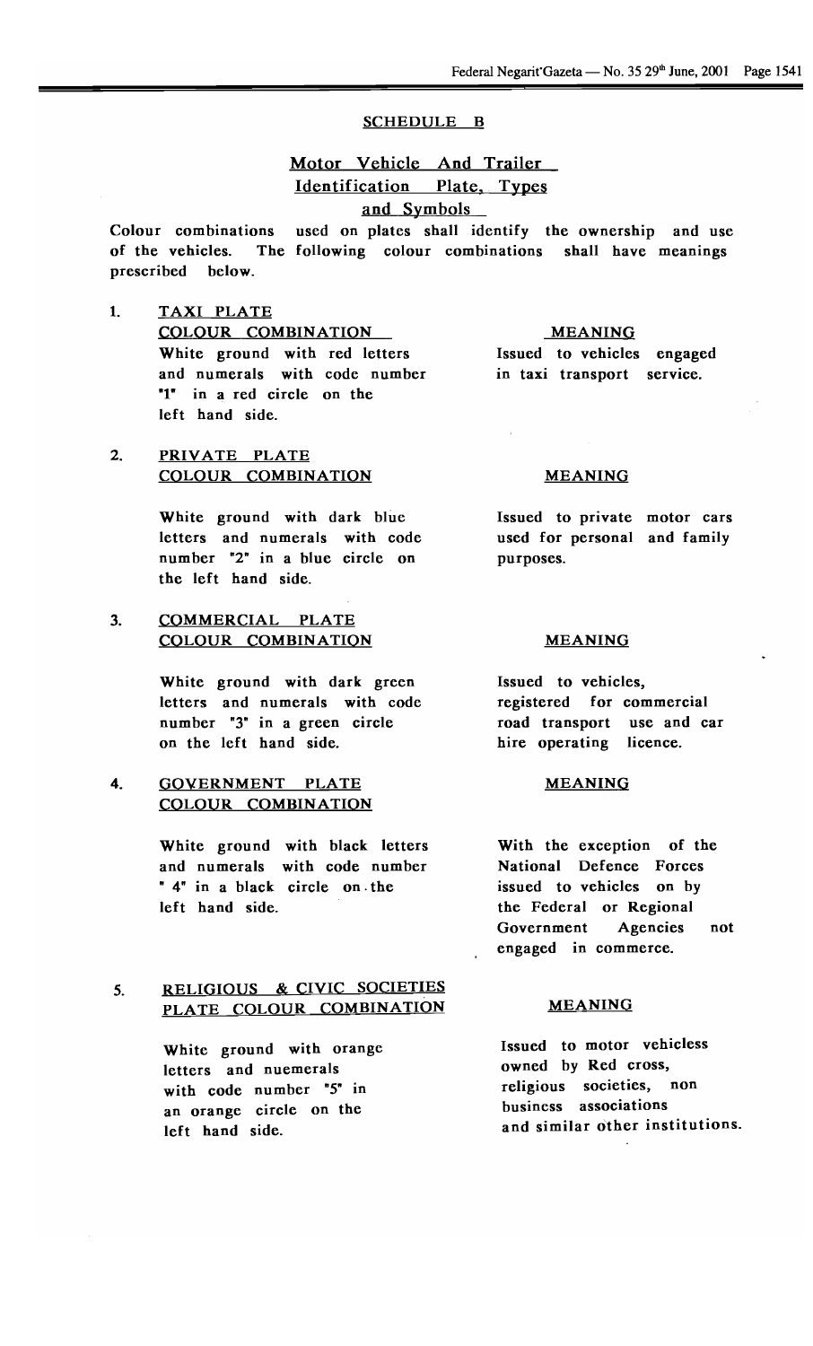## SCHEDULE B

### Motor Vehicle And Trailer Identification Plate, Types and Symbols

Colour combinations used on plates shall identify the ownership and use of the vehicles. The following colour combinations shall have meanings prescribed below.

1. TAXI PLATE

| COLOUR COMBINATION | MEANING |
|---|---|
| White ground with red letters and numerals with code number "1" in a red circle on the left hand side. | Issued to vehicles engaged in taxi transport service. |

2. PRIVATE PLATE

| COLOUR COMBINATION | MEANING |
|---|---|
| White ground with dark blue letters and numerals with code number "2" in a blue circle on the left hand side. | Issued to private motor cars used for personal and family purposes. |

3. COMMERCIAL PLATE

| COLOUR COMBINATION | MEANING |
|---|---|
| White ground with dark green letters and numerals with code number "3" in a green circle on the left hand side. | Issued to vehicles, registered for commercial road transport use and car hire operating licence. |

4. GOVERNMENT PLATE

| COLOUR COMBINATION | MEANING |
|---|---|
| White ground with black letters and numerals with code number " 4" in a black circle on the left hand side. | With the exception of the National Defence Forces issued to vehicles on by the Federal or Regional Government Agencies not engaged in commerce. |

5. RELIGIOUS & CIVIC SOCIETIES PLATE

| COLOUR COMBINATION | MEANING |
|---|---|
| White ground with orange letters and nuemerals with code number "5" in an orange circle on the left hand side. | Issued to motor vehicless owned by Red cross, religious societies, non business associations and similar other institutions. |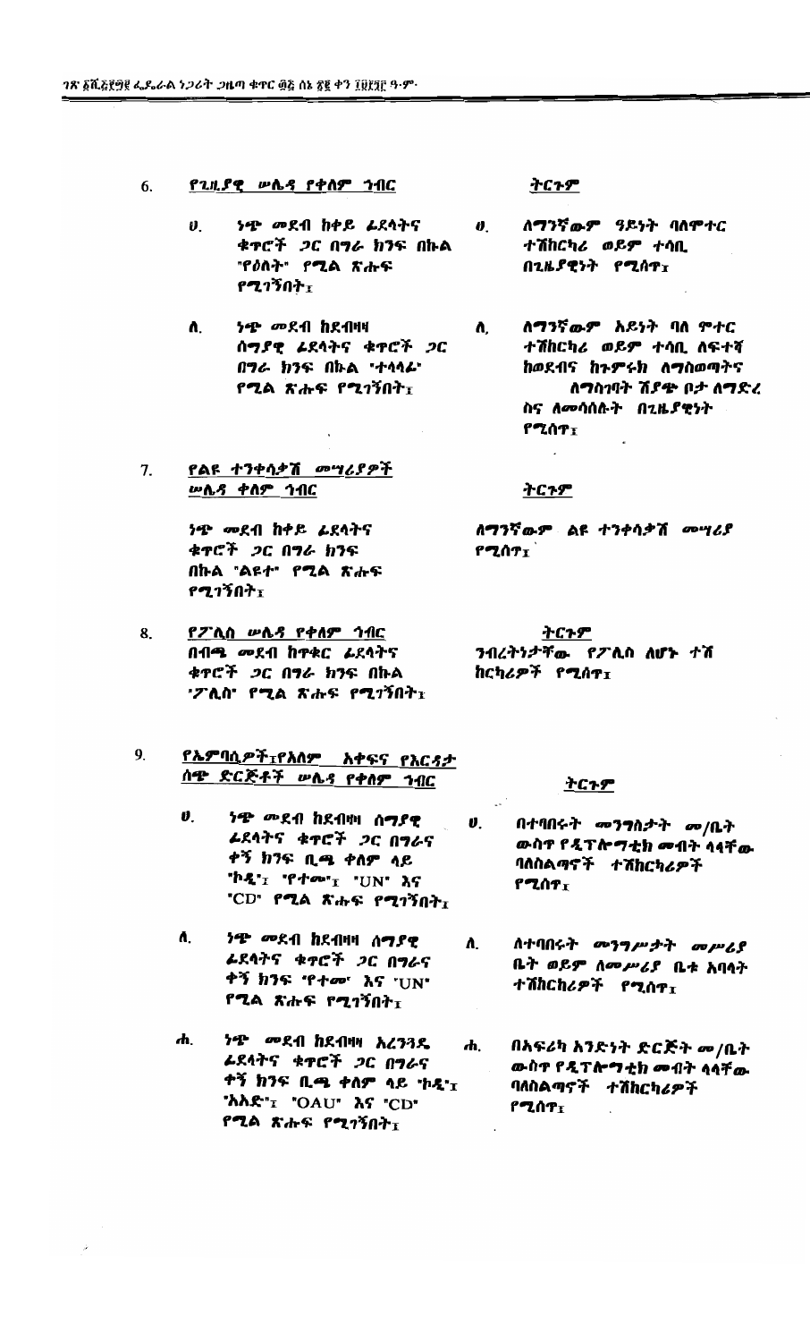6. **የጊዜያዊ ሠሌዳ የቀለም ኅብር**

ሀ. ነጭ መደብ ከቀይ ፊደላትና ቁጥሮች ጋር በግራ ክንፍ በኩል "የዕለት" የሚል ጽሑፍ የሚገኝበት፤

ለ. ነጭ መደብ ከደብዛዛ ሰማያዊ ፊደላትና ቁጥሮች ጋር በግራ ክንፍ በኩል "ተላላፊ" የሚል ጽሑፍ የሚገኝበት፤

**ትርጉም**

ሀ. ለማንኛውም ዓይነት ባለሞተር ተሽከርካሪ ወይም ተሳቢ በጊዜያዊነት የሚሰጥ፤

ለ. ለማንኛውም አይነት ባለ ሞተር ተሽከርካሪ ወይም ተሳቢ ለፍተሻ ከወደብና ከጉምሩክ ለማስወጣትና ለማስገባት ሽያጭ ቦታ ለማድረስ ስና ለመሳሰሉት በጊዜያዊነት የሚሰጥ፤

7. **የልዩ ተንቀሳቃሽ መሣሪያዎች ሠሌዳ ቀለም ኅብር**

ነጭ መደብ ከቀይ ፊደላትና ቁጥሮች ጋር በግራ ክንፍ በኩል "ልዩተ" የሚል ጽሑፍ የሚገኝበት፤

**ትርጉም**

ለማንኛውም ልዩ ተንቀሳቃሽ መሣሪያ የሚሰጥ፤

8. **የፖሊስ ሠሌዳ የቀለም ኅብር**

በብጫ መደብ ከጥቁር ፊደላትና ቁጥሮች ጋር በግራ ክንፍ በኩል "ፖሊስ" የሚል ጽሑፍ የሚገኝበት፤

**ትርጉም**

ንብረትነታቸው የፖሊስ ለሆኑ ተሽ ከርካሪዎች የሚሰጥ፤

9. **የኤምባሲዎች፣የአለም አቀፍና የአርዳታ ሰጭ ድርጅቶች ሠሌዳ የቀለም ኅብር**

ሀ. ነጭ መደብ ከደብዛዛ ሰማያዊ ፊደላትና ቁጥሮች ጋር በግራና ቀኝ ክንፍ ቢጫ ቀለም ላይ "ኮዲ"፤ "የተመ"፤ "UN" እና "CD" የሚል ጽሑፍ የሚገኝበት፤

ለ. ነጭ መደብ ከደብዛዛ ሰማያዊ ፊደላትና ቁጥሮች ጋር በግራና ቀኝ ክንፍ "የተመ" እና "UN" የሚል ጽሑፍ የሚገኝበት፤

ሐ. ነጭ መደብ ከደብዛዛ አረንጓዴ ፊደላትና ቁጥሮች ጋር በግራና ቀኝ ክንፍ ቢጫ ቀለም ላይ "ኮዲ"፤ "አአድ"፤ "OAU" እና "CD" የሚል ጽሑፍ የሚገኝበት፤

**ትርጉም**

ሀ. በተባበሩት መንግስታት መ/ቤት ውስጥ የዲፕሎማቲክ መብት ላላቸው ባለስልጣኖች ተሽከርካሪዎች የሚሰጥ፤

ለ. ለተባበሩት መንግሥታት መሥሪያ ቤት ወይም ለመሥሪያ ቤቱ አባላት ተሽከርካሪዎች የሚሰጥ፤

ሐ. በአፍሪካ አንድነት ድርጅት መ/ቤት ውስጥ የዲፕሎማቲክ መብት ላላቸው ባለስልጣኖች ተሽከርካሪዎች የሚሰጥ፤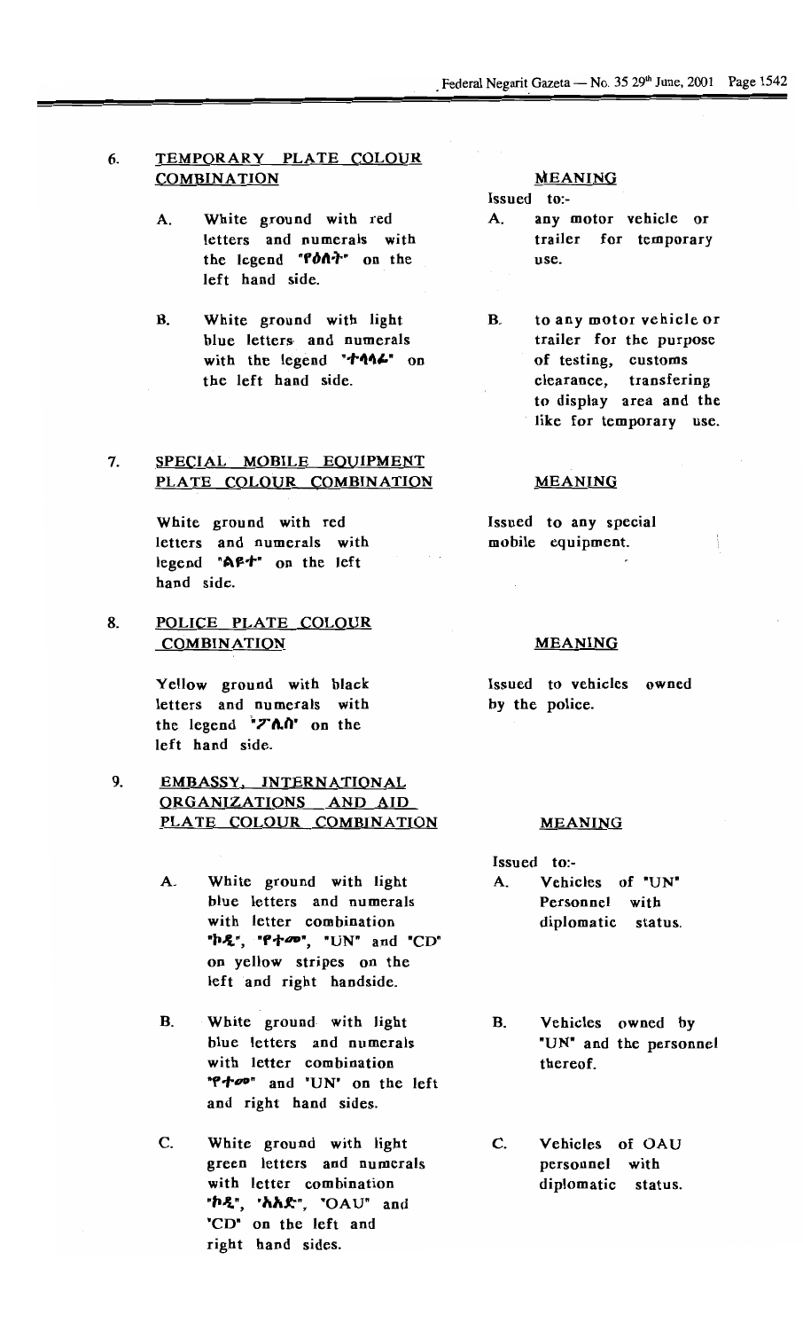## 6. TEMPORARY PLATE COLOUR COMBINATION

**MEANING**

Issued to:-

A. White ground with red letters and numerals with the legend "የዕለት" on the left hand side.

A. any motor vehicle or trailer for temporary use.

B. White ground with light blue letters and numerals with the legend "ተላላፊ" on the left hand side.

B. to any motor vehicle or trailer for the purpose of testing, customs clearance, transfering to display area and the like for temporary use.

## 7. SPECIAL MOBILE EQUIPMENT PLATE COLOUR COMBINATION

**MEANING**

White ground with red letters and numerals with legend "ልዩ-ተ" on the left hand side.

Issued to any special mobile equipment.

## 8. POLICE PLATE COLOUR COMBINATION

**MEANING**

Yellow ground with black letters and numerals with the legend "ፖሊስ" on the left hand side.

Issued to vehicles owned by the police.

## 9. EMBASSY, INTERNATIONAL ORGANIZATIONS AND AID PLATE COLOUR COMBINATION

**MEANING**

Issued to:-

A. White ground with light blue letters and numerals with letter combination "ኮዲ", "የተመ", "UN" and "CD" on yellow stripes on the left and right handside.

A. Vehicles of "UN" Personnel with diplomatic status.

B. White ground with light blue letters and numerals with letter combination "የተመ" and 'UN' on the left and right hand sides.

B. Vehicles owned by "UN" and the personnel thereof.

C. White ground with light green letters and numerals with letter combination "ኮዲ", "አአድ", "OAU" and "CD" on the left and right hand sides.

C. Vehicles of OAU personnel with diplomatic status.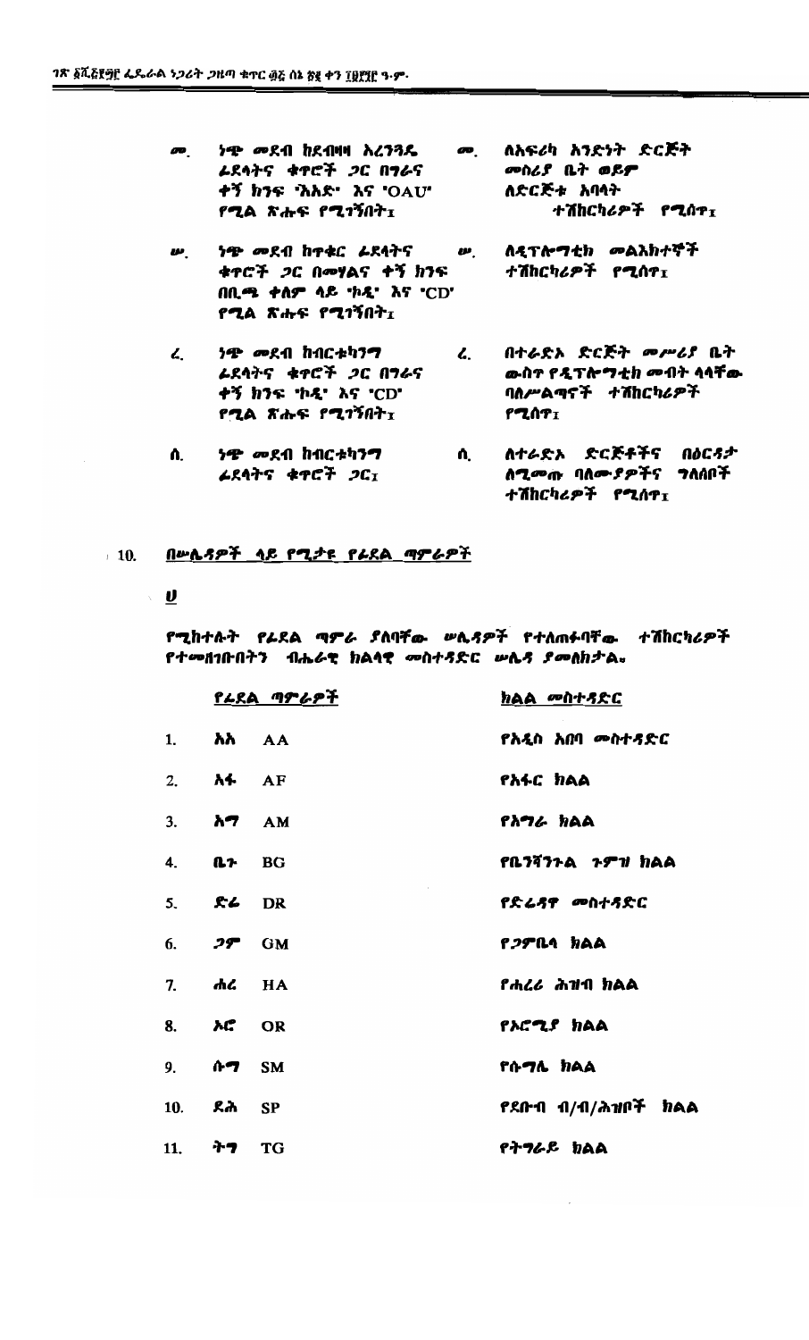| | | | |
|---|---|---|---|
| መ. | ነጭ መደብ ከደብዛዛ አረንጓዴ ፊደላትና ቁጥሮች ጋር በግራና ቀኝ ከጎን 'እአድ' እና 'OAU' የሚል ጽሑፍ የሚገኝበት፣ | መ. | ለአፍሪካ አንድነት ድርጅት መስሪያ ቤት ወይም ለድርጅቱ አባላት ተሽከርካሪዎች የሚሰጥ፣ |
| ሠ. | ነጭ መደብ ከጥቁር ፊደላትና ቁጥሮች ጋር በመሃልና ቀኝ ከጎን በቢጫ ቀለም ላይ 'ኮዲ' እና 'CD' የሚል ጽሑፍ የሚገኝበት፣ | ሠ. | ለዲፕሎማቲክ መልእክተኞች ተሽከርካሪዎች የሚሰጥ፣ |
| ረ. | ነጭ መደብ ከብርቱካንማ ፊደላትና ቁጥሮች ጋር በግራና ቀኝ ከጎን 'ኮዲ' እና 'CD' የሚል ጽሑፍ የሚገኝበት፣ | ረ. | በተራድኦ ድርጅት መሥሪያ ቤት ውስጥ የዲፕሎማቲክ መብት ላላቸው ባለሥልጣኖች ተሽከርካሪዎች የሚሰጥ፣ |
| ሰ. | ነጭ መደብ ከብርቱካንማ ፊደላትና ቁጥሮች ጋር፣ | ሰ. | ለተራድኦ ድርጅቶችና በዕርዳታ ለሚመጡ ባለሙያዎችና ግለሰቦች ተሽከርካሪዎች የሚሰጥ፣ |

10. <u>በሠሌዳዎች ላይ የሚታዩ የፊደል ጣምራዎች</u>

<u>ሀ</u>

የሚከተሉት የፊደል ጣምራ ያለባቸው ሠሌዳዎች የተለጠፉባቸው ተሽከርካሪዎች የተመዘገቡበትን ብሔራዊ ክልላዊ መስተዳድር ሠሌዳ ያመለክታል።

| | የፊደል ጣምራዎች | | ክልል መስተዳድር |
|---|---|---|---|
| 1. | አአ | AA | የአዲስ አበባ መስተዳድር |
| 2. | አፋ | AF | የአፋር ክልል |
| 3. | አማ | AM | የአማራ ክልል |
| 4. | ቤጉ | BG | የቤንሻንጉል ጉምዝ ክልል |
| 5. | ድሬ | DR | የድሬዳዋ መስተዳድር |
| 6. | ጋም | GM | የጋምቤላ ክልል |
| 7. | ሐረ | HA | የሐረሪ ሕዝብ ክልል |
| 8. | ኦሮ | OR | የኦሮሚያ ክልል |
| 9. | ሱማ | SM | የሱማሌ ክልል |
| 10. | ደሕ | SP | የደቡብ ብ/ብ/ሕዝቦች ክልል |
| 11. | ትግ | TG | የትግራይ ክልል |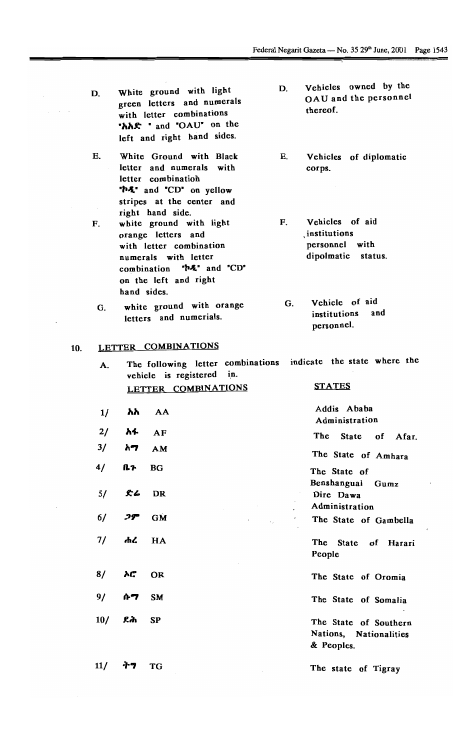| | | | |
|---|---|---|---|
| D. | White ground with light green letters and numerals with letter combinations "አአድ" and "OAU" on the left and right hand sides. | D. | Vehicles owned by the OAU and the personnel thereof. |
| E. | White Ground with Black letter and numerals with letter combination "ኮዲ" and "CD" on yellow stripes at the center and right hand side. | E. | Vehicles of diplomatic corps. |
| F. | white ground with light orange letters and with letter combination numerals with letter combination "ኮዲ" and "CD" on the left and right hand sides. | F. | Vehicles of aid institutions personnel with dipolmatic status. |
| G. | white ground with orange letters and numerials. | G. | Vehicle of aid institutions and personnel. |

10. **LETTER COMBINATIONS**

A. The following letter combinations indicate the state where the vehicle is registered in.

| | LETTER COMBINATIONS | | STATES |
|---|---|---|---|
| 1/ | አአ | AA | Addis Ababa Administration |
| 2/ | አፋ | AF | The State of Afar. |
| 3/ | አማ | AM | The State of Amhara |
| 4/ | ቤጉ | BG | The State of Benshangual Gumz |
| 5/ | ድሬ | DR | Dire Dawa Administration |
| 6/ | ጋም | GM | The State of Gambella |
| 7/ | ሐረ | HA | The State of Harari People |
| 8/ | ኦሮ | OR | The State of Oromia |
| 9/ | ሱማ | SM | The State of Somalia |
| 10/ | ደሕ | SP | The State of Southern Nations, Nationalities & Peoples. |
| 11/ | ትግ | TG | The state of Tigray |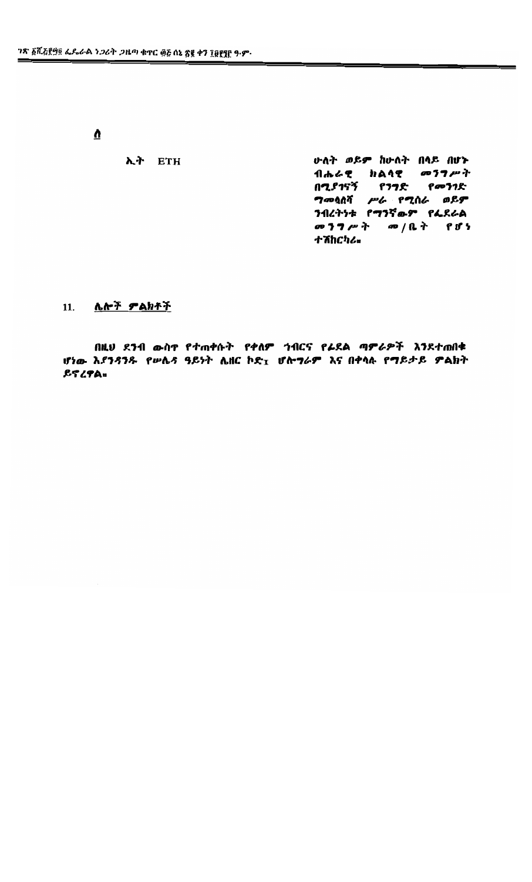ሰ

| ኢት ETH | ሁለት ወይም ከሁለት በላይ በሆኑ ብሔራዊ ክልላዊ መንግሥት በሚያገናኝ የንግድ የመንገድ ማመላለሻ ሥራ የሚሰራ ወይም ንብረትነቱ የማንኛውም የፌደራል መንግሥት መ/ቤት የሆነ ተሽከርካሪ። |
|---|---|

## 11. ሌሎች ምልክቶች

በዚህ ደንብ ውስጥ የተጠቀሱት የቀለም ኅብርና የፊደል ማምራዎች እንደተጠበቁ ሆነው እያንዳንዱ የሠሌዳ ዓይነት ሌዘር ኮድ$_I$ ሆሎግራም እና በቀላሉ የማይታይ ምልክት ይኖረዋል።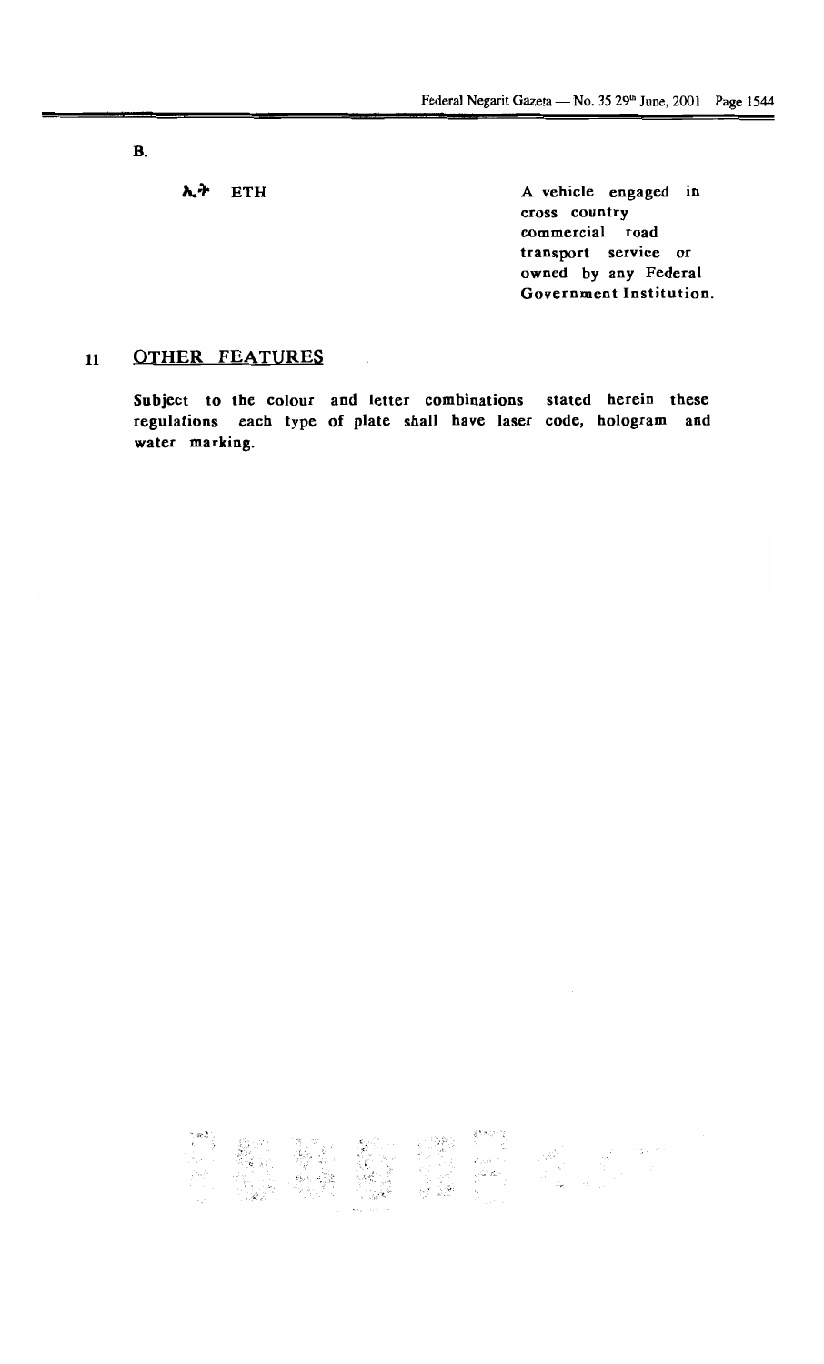**B.**

| | |
|---|---|
| ኢት ETH | A vehicle engaged in cross country commercial road transport service or owned by any Federal Government Institution. |

## 11 OTHER FEATURES

Subject to the colour and letter combinations stated herein these regulations each type of plate shall have laser code, hologram and water marking.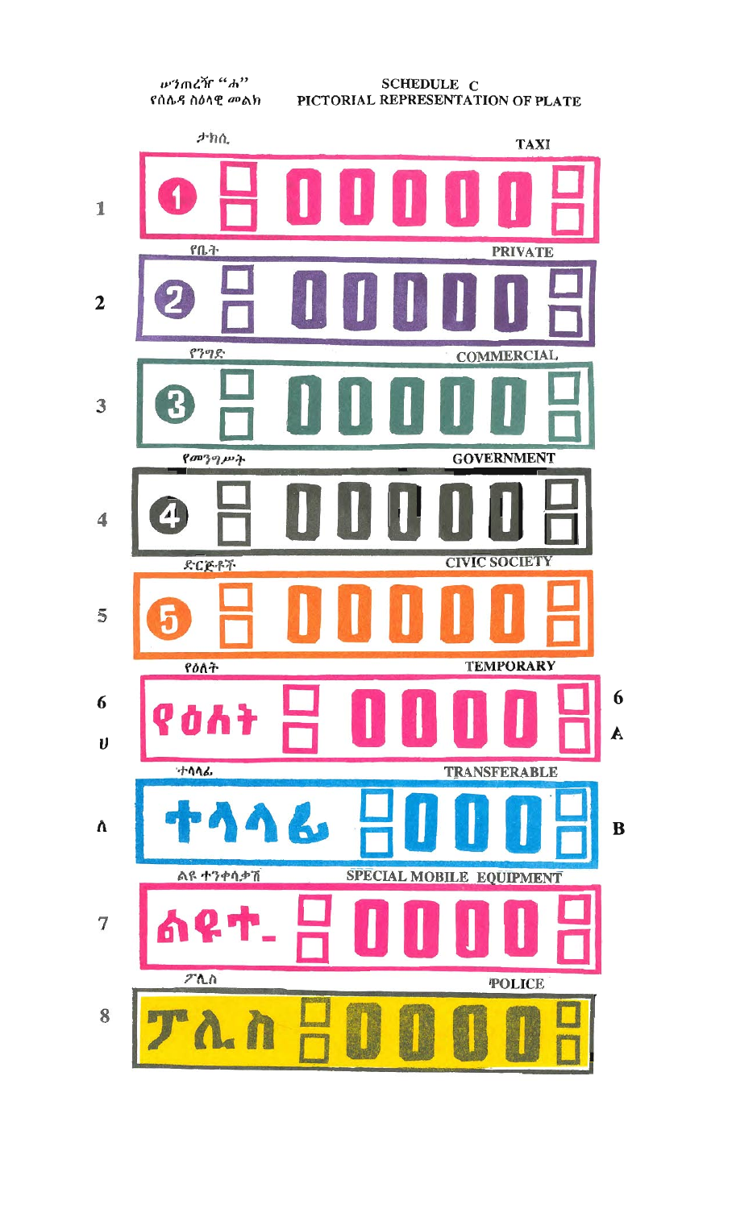ሠንጠረዥ "ሐ"
የሰሌዳ ስዕላዊ መልክ

## SCHEDULE C
## PICTORIAL REPRESENTATION OF PLATE

| No. | Amharic | English |
|---|---|---|
| 1 | ታክሲ | TAXI |
| 2 | የቤት | PRIVATE |
| 3 | የንግድ | COMMERCIAL |
| 4 | የመንግሥት | GOVERNMENT |
| 5 | ድርጅቶች | CIVIC SOCIETY |
| 6 ሀ | የዕለት | TEMPORARY 6 A |
| ለ | ተላላፊ | TRANSFERABLE B |
| 7 | ልዩ ተንቀሳቃሽ | SPECIAL MOBILE EQUIPMENT |
| 8 | ፖሊስ | POLICE |

1 — 1 00000

2 — 2 00000

3 — 3 00000

4 — 4 00000

5 — 5 00000

6 ሀ — የዕለት 0000

ለ — ተላላፊ 000

7 — ልዩተ- 0000

8 — ፖሊስ 0000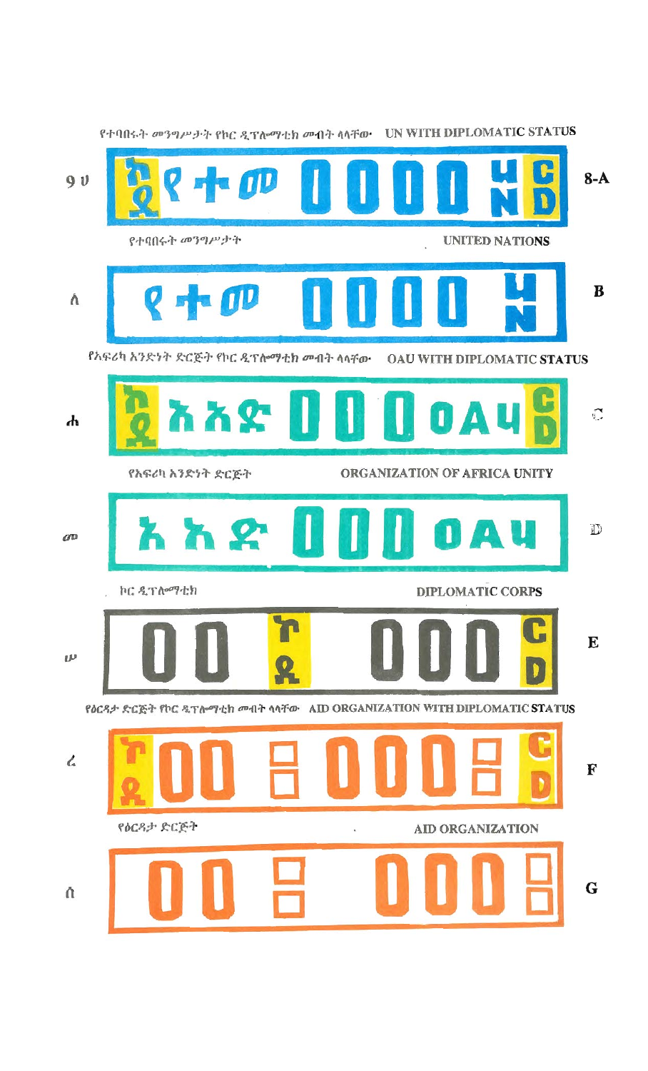የተባበሩት መንግሥታት የኮር ዲፕሎማቲክ መብት ላላቸው · UN WITH DIPLOMATIC STATUS

9 ሀ — ኮዲ የተመ 0000 UN CD — 8-A

የተባበሩት መንግሥታት — UNITED NATIONS

ለ — የተመ 0000 UN — B

የአፍሪካ አንድነት ድርጅት የኮር ዲፕሎማቲክ መብት ላላቸው · OAU WITH DIPLOMATIC STATUS

ሐ — ኮዲ አአድ 000 OAU CD — C

የአፍሪካ አንድነት ድርጅት — ORGANIZATION OF AFRICA UNITY

መ — አአድ 000 OAU — D

ኮር ዲፕሎማቲክ — DIPLOMATIC CORPS

ሠ — 00 ኮዲ 000 CD — E

የዕርዳታ ድርጅት የኮር ዲፕሎማቲክ መብት ላላቸው · AID ORGANIZATION WITH DIPLOMATIC STATUS

ረ — ኮዲ 00 ☐ 000 ☐ CD — F

የዕርዳታ ድርጅት — AID ORGANIZATION

ሰ — 00 ☐ 000 ☐ — G